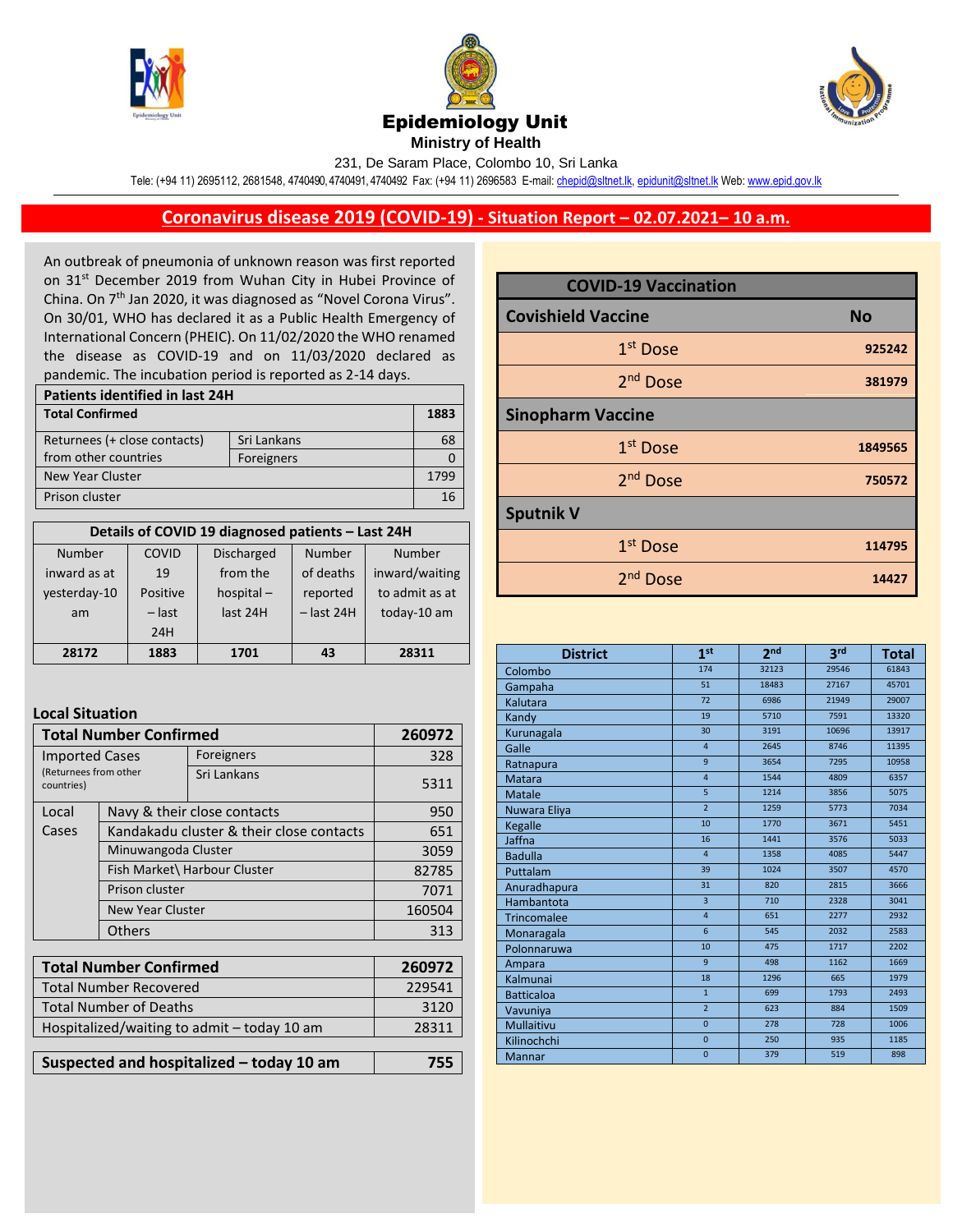# Epidemiology Unit

**Ministry of Health**

231, De Saram Place, Colombo 10, Sri Lanka

Tele: (+94 11) 2695112, 2681548, 4740490, 4740491, 4740492 Fax: (+94 11) 2696583 E-mail: chepid@sltnet.lk, epidunit@sltnet.lk Web: www.epid.gov.lk

## Coronavirus disease 2019 (COVID-19) - Situation Report – 02.07.2021– 10 a.m.

An outbreak of pneumonia of unknown reason was first reported on 31st December 2019 from Wuhan City in Hubei Province of China. On 7th Jan 2020, it was diagnosed as "Novel Corona Virus". On 30/01, WHO has declared it as a Public Health Emergency of International Concern (PHEIC). On 11/02/2020 the WHO renamed the disease as COVID-19 and on 11/03/2020 declared as pandemic. The incubation period is reported as 2-14 days.

| Patients identified in last 24H | | |
|---|---|---|
| **Total Confirmed** | | **1883** |
| Returnees (+ close contacts) from other countries | Sri Lankans | 68 |
| | Foreigners | 0 |
| New Year Cluster | | 1799 |
| Prison cluster | | 16 |

| Details of COVID 19 diagnosed patients – Last 24H | | | | |
|---|---|---|---|---|
| Number inward as at yesterday-10 am | COVID 19 Positive – last 24H | Discharged from the hospital – last 24H | Number of deaths reported – last 24H | Number inward/waiting to admit as at today-10 am |
| **28172** | **1883** | **1701** | **43** | **28311** |

### Local Situation

| **Total Number Confirmed** | | **260972** |
|---|---|---|
| Imported Cases (Returnees from other countries) | Foreigners | 328 |
| | Sri Lankans | 5311 |
| Local Cases | Navy & their close contacts | 950 |
| | Kandakadu cluster & their close contacts | 651 |
| | Minuwangoda Cluster | 3059 |
| | Fish Market\ Harbour Cluster | 82785 |
| | Prison cluster | 7071 |
| | New Year Cluster | 160504 |
| | Others | 313 |

| **Total Number Confirmed** | **260972** |
|---|---|
| Total Number Recovered | 229541 |
| Total Number of Deaths | 3120 |
| Hospitalized/waiting to admit – today 10 am | 28311 |

| **Suspected and hospitalized – today 10 am** | **755** |
|---|---|

| COVID-19 Vaccination | |
|---|---|
| **Covishield Vaccine** | **No** |
| 1st Dose | **925242** |
| 2nd Dose | **381979** |
| **Sinopharm Vaccine** | |
| 1st Dose | **1849565** |
| 2nd Dose | **750572** |
| **Sputnik V** | |
| 1st Dose | **114795** |
| 2nd Dose | **14427** |

| District | 1st | 2nd | 3rd | Total |
|---|---|---|---|---|
| Colombo | 174 | 32123 | 29546 | 61843 |
| Gampaha | 51 | 18483 | 27167 | 45701 |
| Kalutara | 72 | 6986 | 21949 | 29007 |
| Kandy | 19 | 5710 | 7591 | 13320 |
| Kurunagala | 30 | 3191 | 10696 | 13917 |
| Galle | 4 | 2645 | 8746 | 11395 |
| Ratnapura | 9 | 3654 | 7295 | 10958 |
| Matara | 4 | 1544 | 4809 | 6357 |
| Matale | 5 | 1214 | 3856 | 5075 |
| Nuwara Eliya | 2 | 1259 | 5773 | 7034 |
| Kegalle | 10 | 1770 | 3671 | 5451 |
| Jaffna | 16 | 1441 | 3576 | 5033 |
| Badulla | 4 | 1358 | 4085 | 5447 |
| Puttalam | 39 | 1024 | 3507 | 4570 |
| Anuradhapura | 31 | 820 | 2815 | 3666 |
| Hambantota | 3 | 710 | 2328 | 3041 |
| Trincomalee | 4 | 651 | 2277 | 2932 |
| Monaragala | 6 | 545 | 2032 | 2583 |
| Polonnaruwa | 10 | 475 | 1717 | 2202 |
| Ampara | 9 | 498 | 1162 | 1669 |
| Kalmunai | 18 | 1296 | 665 | 1979 |
| Batticaloa | 1 | 699 | 1793 | 2493 |
| Vavuniya | 2 | 623 | 884 | 1509 |
| Mullaitivu | 0 | 278 | 728 | 1006 |
| Kilinochchi | 0 | 250 | 935 | 1185 |
| Mannar | 0 | 379 | 519 | 898 |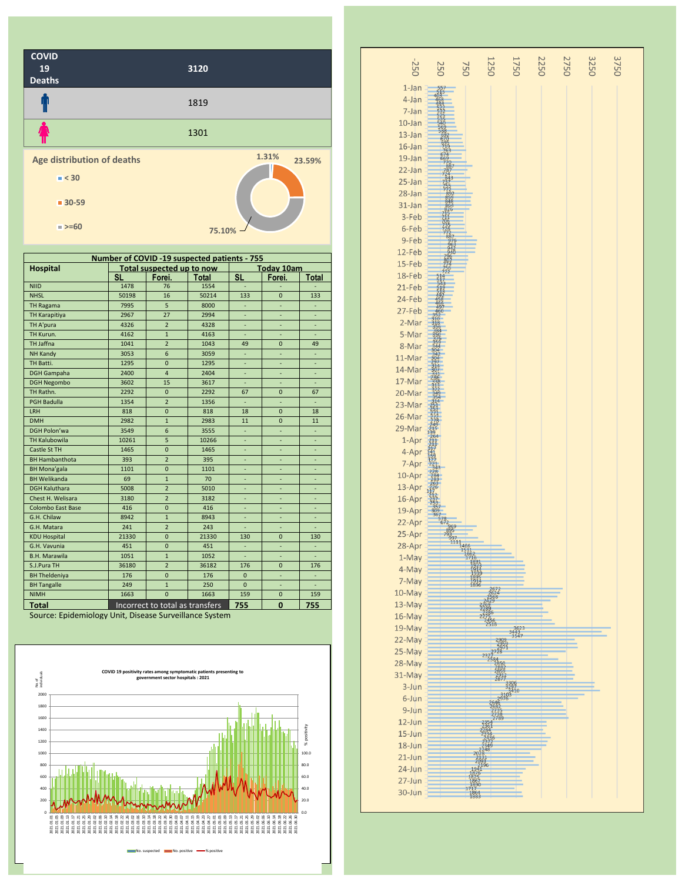| COVID 19 Deaths | 3120 |
|---|---|
| Male | 1819 |
| Female | 1301 |

## Age distribution of deaths

- < 30
- 30-59
- >=60

1.31%
23.59%
75.10%

| Number of COVID -19 suspected patients - 755 | | | | | | |
|---|---|---|---|---|---|---|
| Hospital | Total suspected up to now | | | Today 10am | | |
| | SL | Forei. | Total | SL | Forei. | Total |
| NIID | 1478 | 76 | 1554 | - | - | - |
| NHSL | 50198 | 16 | 50214 | 133 | 0 | 133 |
| TH Ragama | 7995 | 5 | 8000 | - | - | - |
| TH Karapitiya | 2967 | 27 | 2994 | - | - | - |
| TH A'pura | 4326 | 2 | 4328 | - | - | - |
| TH Kurun. | 4162 | 1 | 4163 | - | - | - |
| TH Jaffna | 1041 | 2 | 1043 | 49 | 0 | 49 |
| NH Kandy | 3053 | 6 | 3059 | - | - | - |
| TH Batti. | 1295 | 0 | 1295 | - | - | - |
| DGH Gampaha | 2400 | 4 | 2404 | - | - | - |
| DGH Negombo | 3602 | 15 | 3617 | - | - | - |
| TH Rathn. | 2292 | 0 | 2292 | 67 | 0 | 67 |
| PGH Badulla | 1354 | 2 | 1356 | - | - | - |
| LRH | 818 | 0 | 818 | 18 | 0 | 18 |
| DMH | 2982 | 1 | 2983 | 11 | 0 | 11 |
| DGH Polon'wa | 3549 | 6 | 3555 | - | - | - |
| TH Kalubowila | 10261 | 5 | 10266 | - | - | - |
| Castle St TH | 1465 | 0 | 1465 | - | - | - |
| BH Hambanthota | 393 | 2 | 395 | - | - | - |
| BH Mona'gala | 1101 | 0 | 1101 | - | - | - |
| BH Welikanda | 69 | 1 | 70 | - | - | - |
| DGH Kaluthara | 5008 | 2 | 5010 | - | - | - |
| Chest H. Welisara | 3180 | 2 | 3182 | - | - | - |
| Colombo East Base | 416 | 0 | 416 | - | - | - |
| G.H. Chilaw | 8942 | 1 | 8943 | - | - | - |
| G.H. Matara | 241 | 2 | 243 | - | - | - |
| KDU Hospital | 21330 | 0 | 21330 | 130 | 0 | 130 |
| G.H. Vavunia | 451 | 0 | 451 | - | - | - |
| B.H. Marawila | 1051 | 1 | 1052 | - | - | - |
| S.J.Pura TH | 36180 | 2 | 36182 | 176 | 0 | 176 |
| BH Theldeniya | 176 | 0 | 176 | - | - | - |
| BH Tangalle | 249 | 1 | 250 | 0 | - | - |
| NIMH | 1663 | 0 | 1663 | 159 | 0 | 159 |
| **Total** | Incorrect to total as transfers | | | **755** | **0** | **755** |

Source: Epidemiology Unit, Disease Surveillance System

COVID 19 positivity rates among symptomatic patients presenting to government sector hospitals : 2021

No. of individuals
% positivity

No. suspected
No. positive
% positive

-250 250 750 1250 1750 2250 2750 3250 3750

1-Jan 4-Jan 7-Jan 10-Jan 13-Jan 16-Jan 19-Jan 22-Jan 25-Jan 28-Jan 31-Jan 3-Feb 6-Feb 9-Feb 12-Feb 15-Feb 18-Feb 21-Feb 24-Feb 27-Feb 2-Mar 5-Mar 8-Mar 11-Mar 14-Mar 17-Mar 20-Mar 23-Mar 26-Mar 29-Mar 1-Apr 4-Apr 7-Apr 10-Apr 13-Apr 16-Apr 19-Apr 22-Apr 25-Apr 28-Apr 1-May 4-May 7-May 10-May 13-May 16-May 19-May 22-May 25-May 28-May 31-May 3-Jun 6-Jun 9-Jun 12-Jun 15-Jun 18-Jun 21-Jun 24-Jun 27-Jun 30-Jun